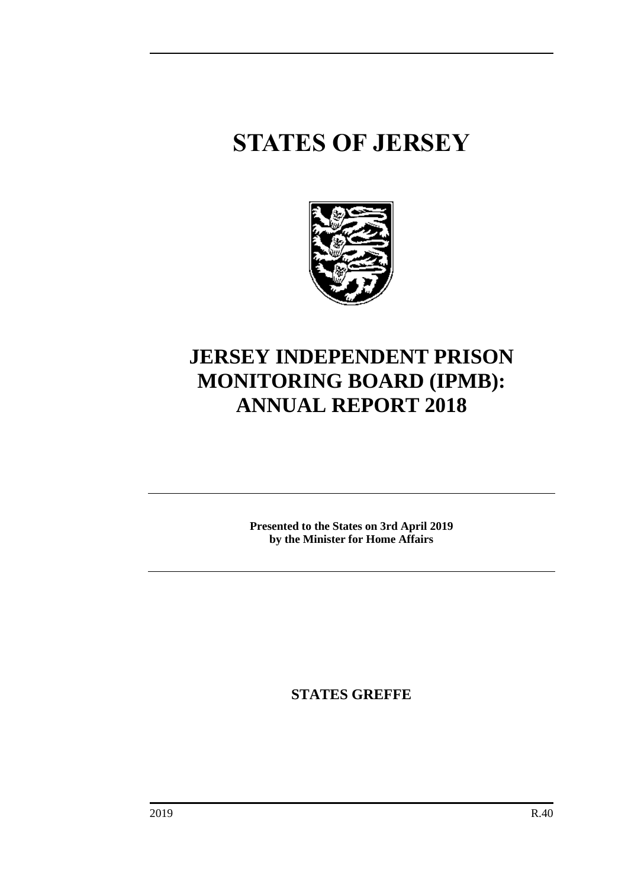# STATES OF JERSEY

# JERSEY INDEPENDENT PRISON MONITORING BOARD (IPMB): ANNUAL REPORT 2018

**Presented to the States on 3rd April 2019**
**by the Minister for Home Affairs**

**STATES GREFFE**

2019 R.40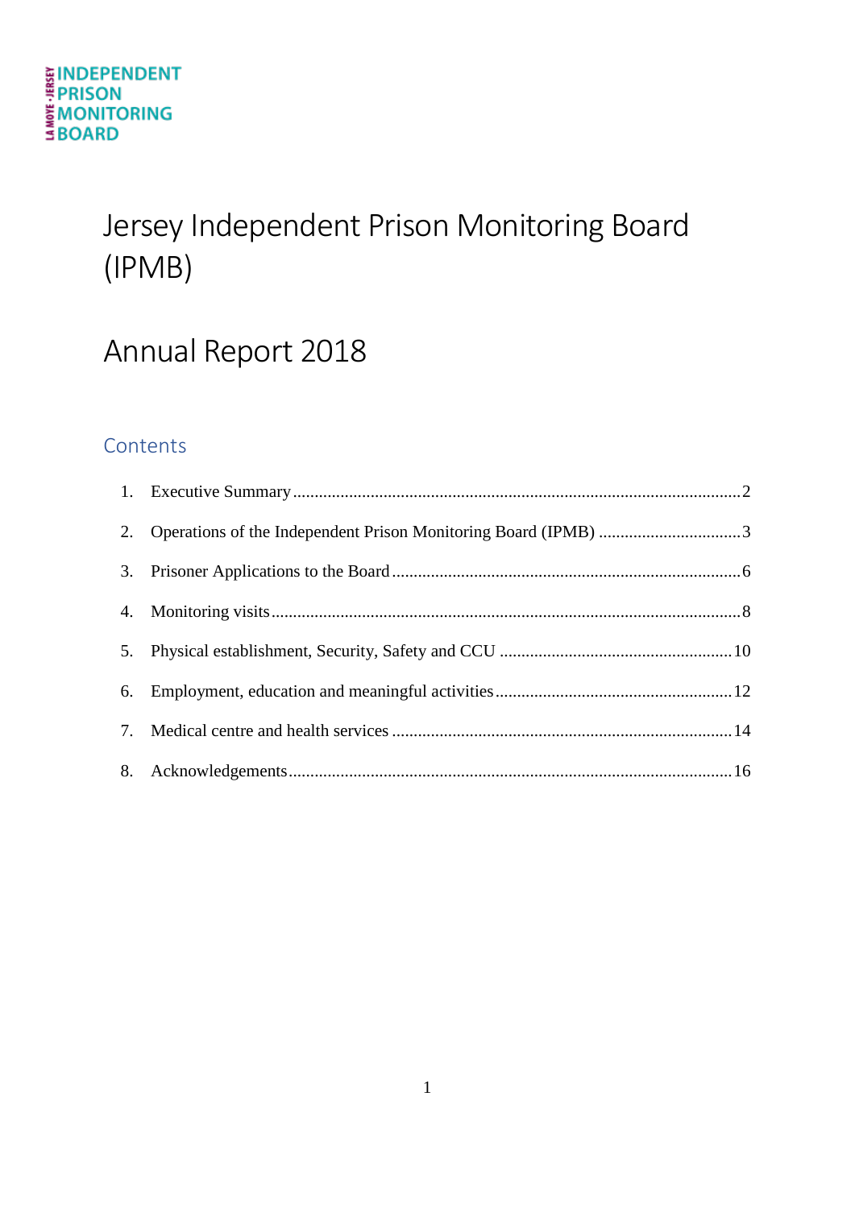INDEPENDENT PRISON MONITORING BOARD

LA MOYE · JERSEY

# Jersey Independent Prison Monitoring Board (IPMB)

# Annual Report 2018

## Contents

1. Executive Summary ........................................................................................................ 2
2. Operations of the Independent Prison Monitoring Board (IPMB) ................................. 3
3. Prisoner Applications to the Board ................................................................................ 6
4. Monitoring visits ........................................................................................................... 8
5. Physical establishment, Security, Safety and CCU ...................................................... 10
6. Employment, education and meaningful activities ...................................................... 12
7. Medical centre and health services .............................................................................. 14
8. Acknowledgements ...................................................................................................... 16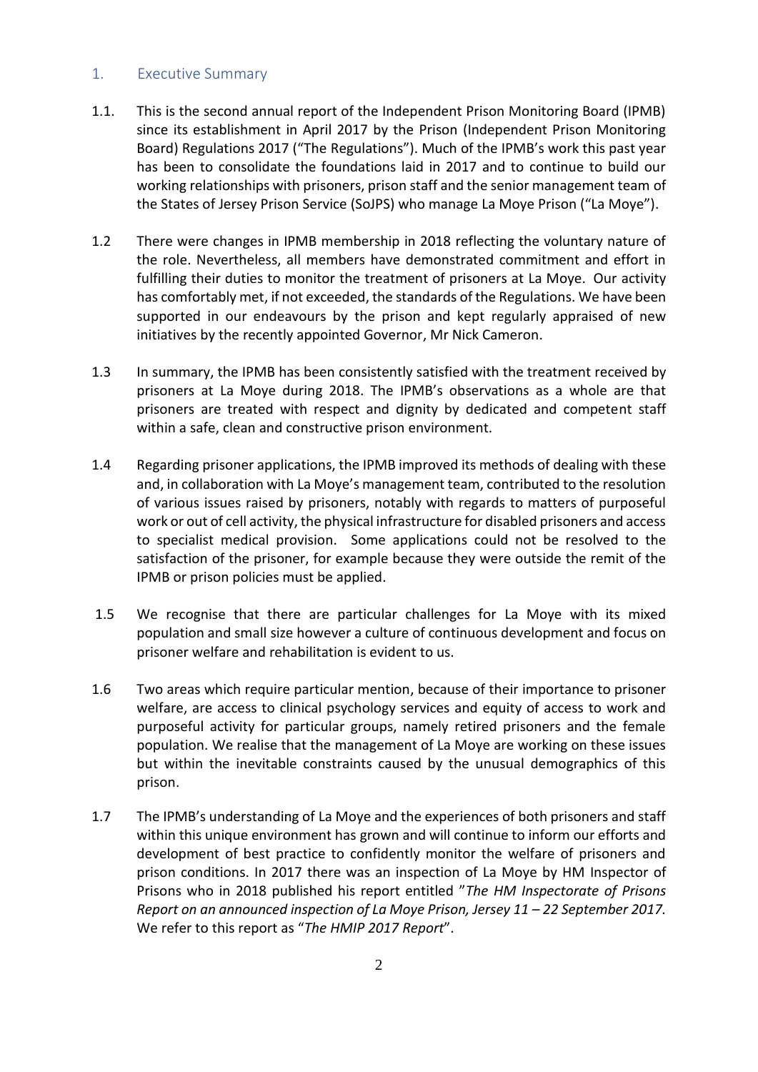## 1. Executive Summary

1.1. This is the second annual report of the Independent Prison Monitoring Board (IPMB) since its establishment in April 2017 by the Prison (Independent Prison Monitoring Board) Regulations 2017 ("The Regulations"). Much of the IPMB's work this past year has been to consolidate the foundations laid in 2017 and to continue to build our working relationships with prisoners, prison staff and the senior management team of the States of Jersey Prison Service (SoJPS) who manage La Moye Prison ("La Moye").

1.2 There were changes in IPMB membership in 2018 reflecting the voluntary nature of the role. Nevertheless, all members have demonstrated commitment and effort in fulfilling their duties to monitor the treatment of prisoners at La Moye. Our activity has comfortably met, if not exceeded, the standards of the Regulations. We have been supported in our endeavours by the prison and kept regularly appraised of new initiatives by the recently appointed Governor, Mr Nick Cameron.

1.3 In summary, the IPMB has been consistently satisfied with the treatment received by prisoners at La Moye during 2018. The IPMB's observations as a whole are that prisoners are treated with respect and dignity by dedicated and competent staff within a safe, clean and constructive prison environment.

1.4 Regarding prisoner applications, the IPMB improved its methods of dealing with these and, in collaboration with La Moye's management team, contributed to the resolution of various issues raised by prisoners, notably with regards to matters of purposeful work or out of cell activity, the physical infrastructure for disabled prisoners and access to specialist medical provision. Some applications could not be resolved to the satisfaction of the prisoner, for example because they were outside the remit of the IPMB or prison policies must be applied.

1.5 We recognise that there are particular challenges for La Moye with its mixed population and small size however a culture of continuous development and focus on prisoner welfare and rehabilitation is evident to us.

1.6 Two areas which require particular mention, because of their importance to prisoner welfare, are access to clinical psychology services and equity of access to work and purposeful activity for particular groups, namely retired prisoners and the female population. We realise that the management of La Moye are working on these issues but within the inevitable constraints caused by the unusual demographics of this prison.

1.7 The IPMB's understanding of La Moye and the experiences of both prisoners and staff within this unique environment has grown and will continue to inform our efforts and development of best practice to confidently monitor the welfare of prisoners and prison conditions. In 2017 there was an inspection of La Moye by HM Inspector of Prisons who in 2018 published his report entitled "*The HM Inspectorate of Prisons Report on an announced inspection of La Moye Prison, Jersey 11 – 22 September 2017.* We refer to this report as "*The HMIP 2017 Report*".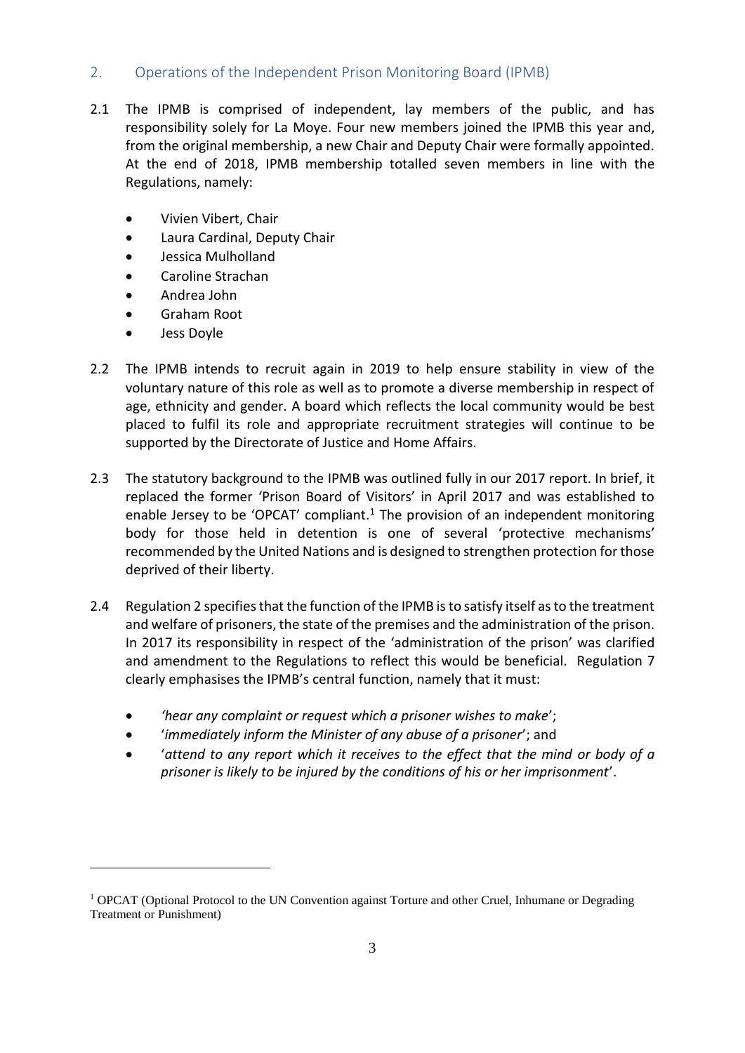## 2. Operations of the Independent Prison Monitoring Board (IPMB)

2.1 The IPMB is comprised of independent, lay members of the public, and has responsibility solely for La Moye. Four new members joined the IPMB this year and, from the original membership, a new Chair and Deputy Chair were formally appointed. At the end of 2018, IPMB membership totalled seven members in line with the Regulations, namely:

- Vivien Vibert, Chair
- Laura Cardinal, Deputy Chair
- Jessica Mulholland
- Caroline Strachan
- Andrea John
- Graham Root
- Jess Doyle

2.2 The IPMB intends to recruit again in 2019 to help ensure stability in view of the voluntary nature of this role as well as to promote a diverse membership in respect of age, ethnicity and gender. A board which reflects the local community would be best placed to fulfil its role and appropriate recruitment strategies will continue to be supported by the Directorate of Justice and Home Affairs.

2.3 The statutory background to the IPMB was outlined fully in our 2017 report. In brief, it replaced the former 'Prison Board of Visitors' in April 2017 and was established to enable Jersey to be 'OPCAT' compliant.[1] The provision of an independent monitoring body for those held in detention is one of several 'protective mechanisms' recommended by the United Nations and is designed to strengthen protection for those deprived of their liberty.

2.4 Regulation 2 specifies that the function of the IPMB is to satisfy itself as to the treatment and welfare of prisoners, the state of the premises and the administration of the prison. In 2017 its responsibility in respect of the 'administration of the prison' was clarified and amendment to the Regulations to reflect this would be beneficial. Regulation 7 clearly emphasises the IPMB's central function, namely that it must:

- *'hear any complaint or request which a prisoner wishes to make'*;
- '*immediately inform the Minister of any abuse of a prisoner*'; and
- '*attend to any report which it receives to the effect that the mind or body of a prisoner is likely to be injured by the conditions of his or her imprisonment*'.

---

[1] OPCAT (Optional Protocol to the UN Convention against Torture and other Cruel, Inhumane or Degrading Treatment or Punishment)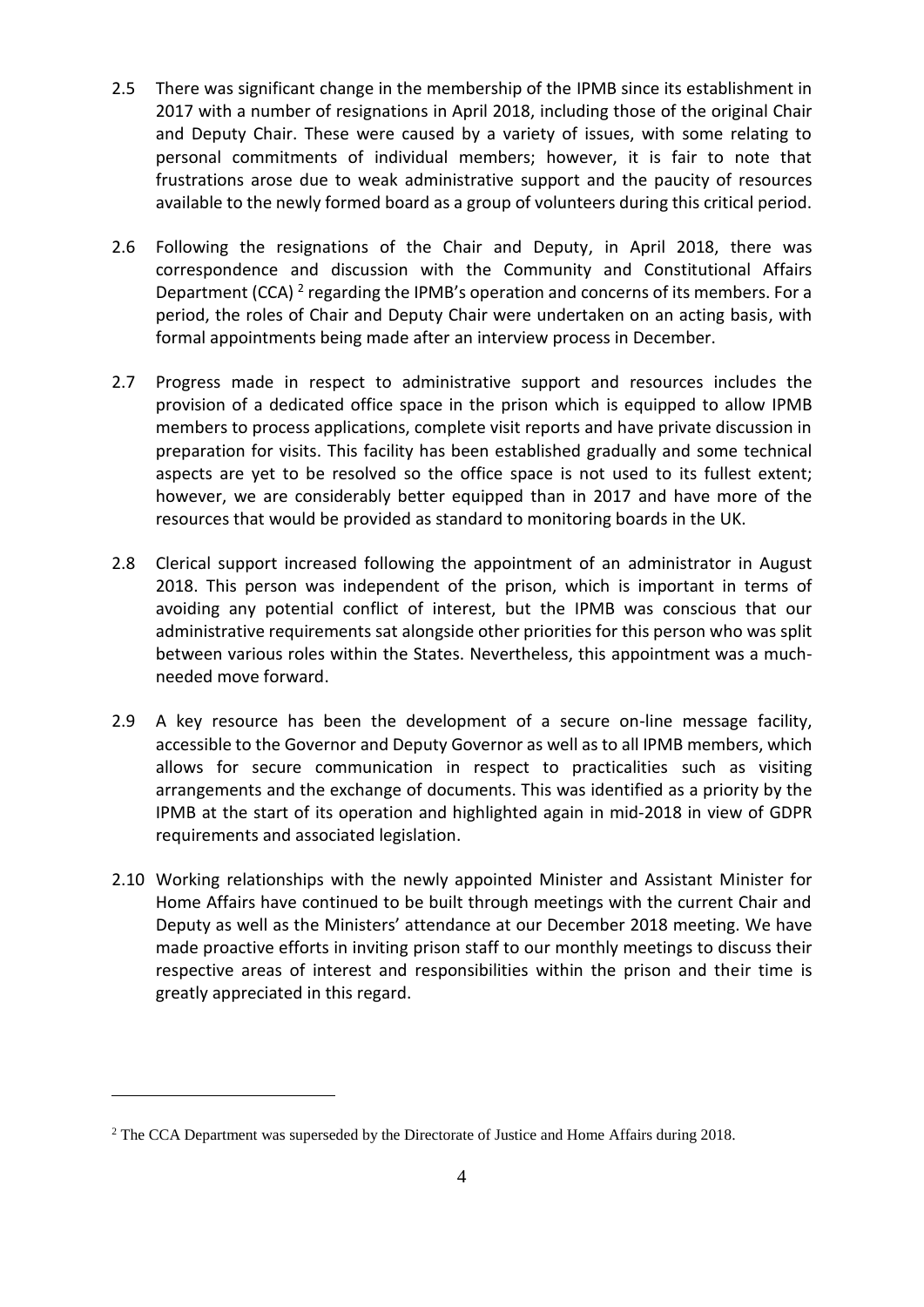2.5 There was significant change in the membership of the IPMB since its establishment in 2017 with a number of resignations in April 2018, including those of the original Chair and Deputy Chair. These were caused by a variety of issues, with some relating to personal commitments of individual members; however, it is fair to note that frustrations arose due to weak administrative support and the paucity of resources available to the newly formed board as a group of volunteers during this critical period.

2.6 Following the resignations of the Chair and Deputy, in April 2018, there was correspondence and discussion with the Community and Constitutional Affairs Department (CCA) [2] regarding the IPMB's operation and concerns of its members. For a period, the roles of Chair and Deputy Chair were undertaken on an acting basis, with formal appointments being made after an interview process in December.

2.7 Progress made in respect to administrative support and resources includes the provision of a dedicated office space in the prison which is equipped to allow IPMB members to process applications, complete visit reports and have private discussion in preparation for visits. This facility has been established gradually and some technical aspects are yet to be resolved so the office space is not used to its fullest extent; however, we are considerably better equipped than in 2017 and have more of the resources that would be provided as standard to monitoring boards in the UK.

2.8 Clerical support increased following the appointment of an administrator in August 2018. This person was independent of the prison, which is important in terms of avoiding any potential conflict of interest, but the IPMB was conscious that our administrative requirements sat alongside other priorities for this person who was split between various roles within the States. Nevertheless, this appointment was a much-needed move forward.

2.9 A key resource has been the development of a secure on-line message facility, accessible to the Governor and Deputy Governor as well as to all IPMB members, which allows for secure communication in respect to practicalities such as visiting arrangements and the exchange of documents. This was identified as a priority by the IPMB at the start of its operation and highlighted again in mid-2018 in view of GDPR requirements and associated legislation.

2.10 Working relationships with the newly appointed Minister and Assistant Minister for Home Affairs have continued to be built through meetings with the current Chair and Deputy as well as the Ministers' attendance at our December 2018 meeting. We have made proactive efforts in inviting prison staff to our monthly meetings to discuss their respective areas of interest and responsibilities within the prison and their time is greatly appreciated in this regard.

[2] The CCA Department was superseded by the Directorate of Justice and Home Affairs during 2018.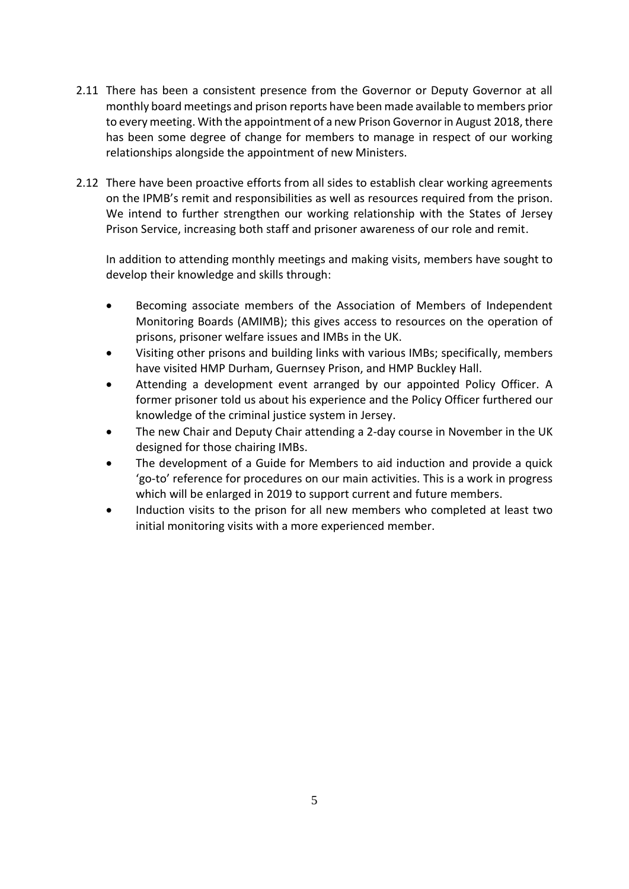2.11 There has been a consistent presence from the Governor or Deputy Governor at all monthly board meetings and prison reports have been made available to members prior to every meeting. With the appointment of a new Prison Governor in August 2018, there has been some degree of change for members to manage in respect of our working relationships alongside the appointment of new Ministers.

2.12 There have been proactive efforts from all sides to establish clear working agreements on the IPMB's remit and responsibilities as well as resources required from the prison. We intend to further strengthen our working relationship with the States of Jersey Prison Service, increasing both staff and prisoner awareness of our role and remit.

In addition to attending monthly meetings and making visits, members have sought to develop their knowledge and skills through:

- Becoming associate members of the Association of Members of Independent Monitoring Boards (AMIMB); this gives access to resources on the operation of prisons, prisoner welfare issues and IMBs in the UK.
- Visiting other prisons and building links with various IMBs; specifically, members have visited HMP Durham, Guernsey Prison, and HMP Buckley Hall.
- Attending a development event arranged by our appointed Policy Officer. A former prisoner told us about his experience and the Policy Officer furthered our knowledge of the criminal justice system in Jersey.
- The new Chair and Deputy Chair attending a 2-day course in November in the UK designed for those chairing IMBs.
- The development of a Guide for Members to aid induction and provide a quick 'go-to' reference for procedures on our main activities. This is a work in progress which will be enlarged in 2019 to support current and future members.
- Induction visits to the prison for all new members who completed at least two initial monitoring visits with a more experienced member.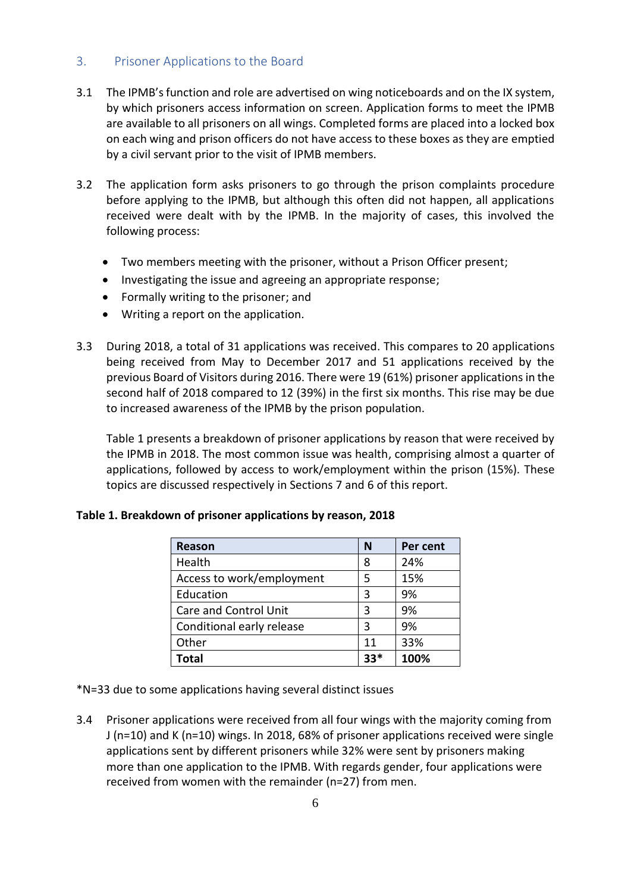## 3. Prisoner Applications to the Board

3.1 The IPMB's function and role are advertised on wing noticeboards and on the IX system, by which prisoners access information on screen. Application forms to meet the IPMB are available to all prisoners on all wings. Completed forms are placed into a locked box on each wing and prison officers do not have access to these boxes as they are emptied by a civil servant prior to the visit of IPMB members.

3.2 The application form asks prisoners to go through the prison complaints procedure before applying to the IPMB, but although this often did not happen, all applications received were dealt with by the IPMB. In the majority of cases, this involved the following process:

- Two members meeting with the prisoner, without a Prison Officer present;
- Investigating the issue and agreeing an appropriate response;
- Formally writing to the prisoner; and
- Writing a report on the application.

3.3 During 2018, a total of 31 applications was received. This compares to 20 applications being received from May to December 2017 and 51 applications received by the previous Board of Visitors during 2016. There were 19 (61%) prisoner applications in the second half of 2018 compared to 12 (39%) in the first six months. This rise may be due to increased awareness of the IPMB by the prison population.

Table 1 presents a breakdown of prisoner applications by reason that were received by the IPMB in 2018. The most common issue was health, comprising almost a quarter of applications, followed by access to work/employment within the prison (15%). These topics are discussed respectively in Sections 7 and 6 of this report.

**Table 1. Breakdown of prisoner applications by reason, 2018**

| Reason | N | Per cent |
|---|---|---|
| Health | 8 | 24% |
| Access to work/employment | 5 | 15% |
| Education | 3 | 9% |
| Care and Control Unit | 3 | 9% |
| Conditional early release | 3 | 9% |
| Other | 11 | 33% |
| **Total** | **33*** | **100%** |

*N=33 due to some applications having several distinct issues

3.4 Prisoner applications were received from all four wings with the majority coming from J (n=10) and K (n=10) wings. In 2018, 68% of prisoner applications received were single applications sent by different prisoners while 32% were sent by prisoners making more than one application to the IPMB. With regards gender, four applications were received from women with the remainder (n=27) from men.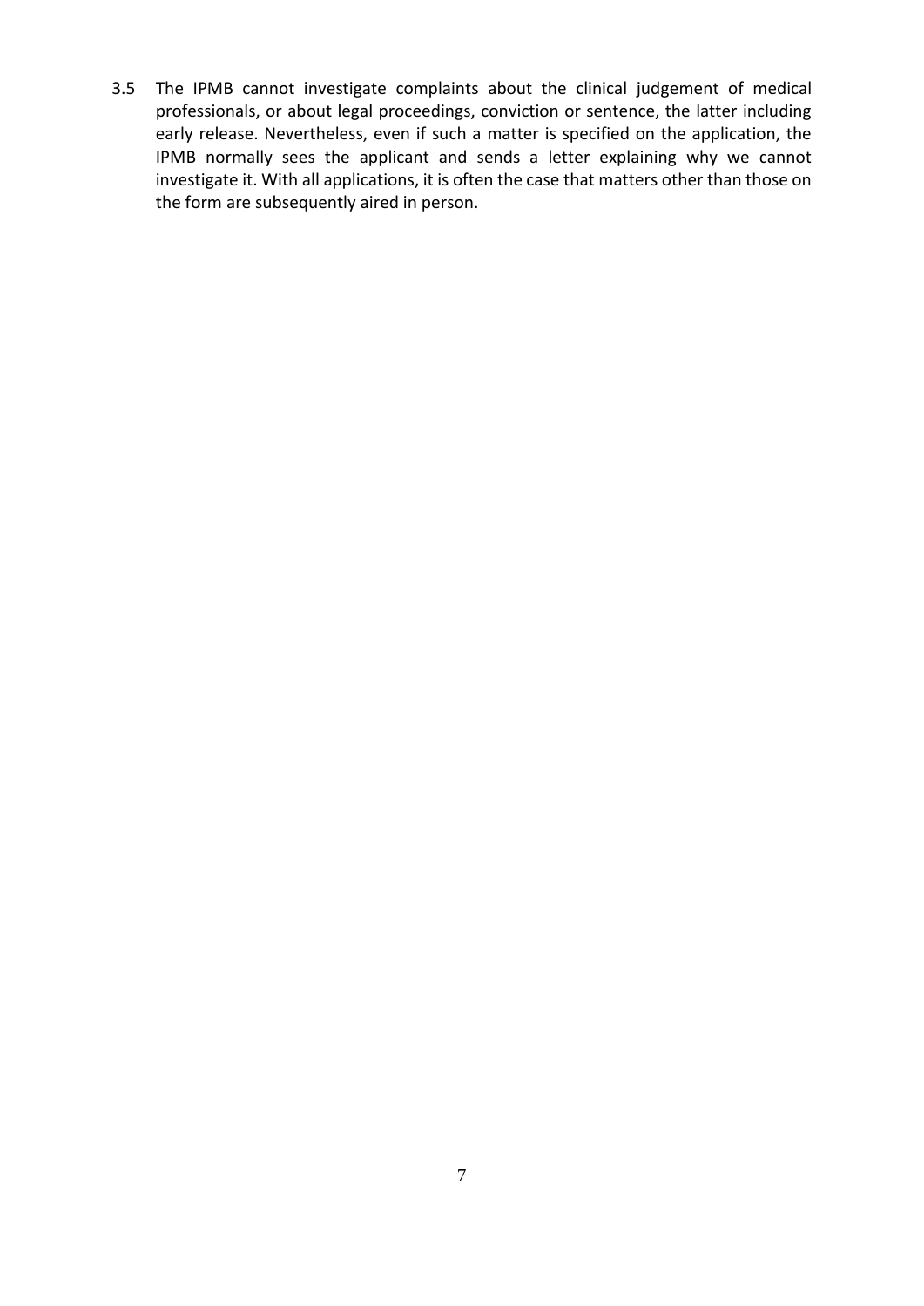3.5 The IPMB cannot investigate complaints about the clinical judgement of medical professionals, or about legal proceedings, conviction or sentence, the latter including early release. Nevertheless, even if such a matter is specified on the application, the IPMB normally sees the applicant and sends a letter explaining why we cannot investigate it. With all applications, it is often the case that matters other than those on the form are subsequently aired in person.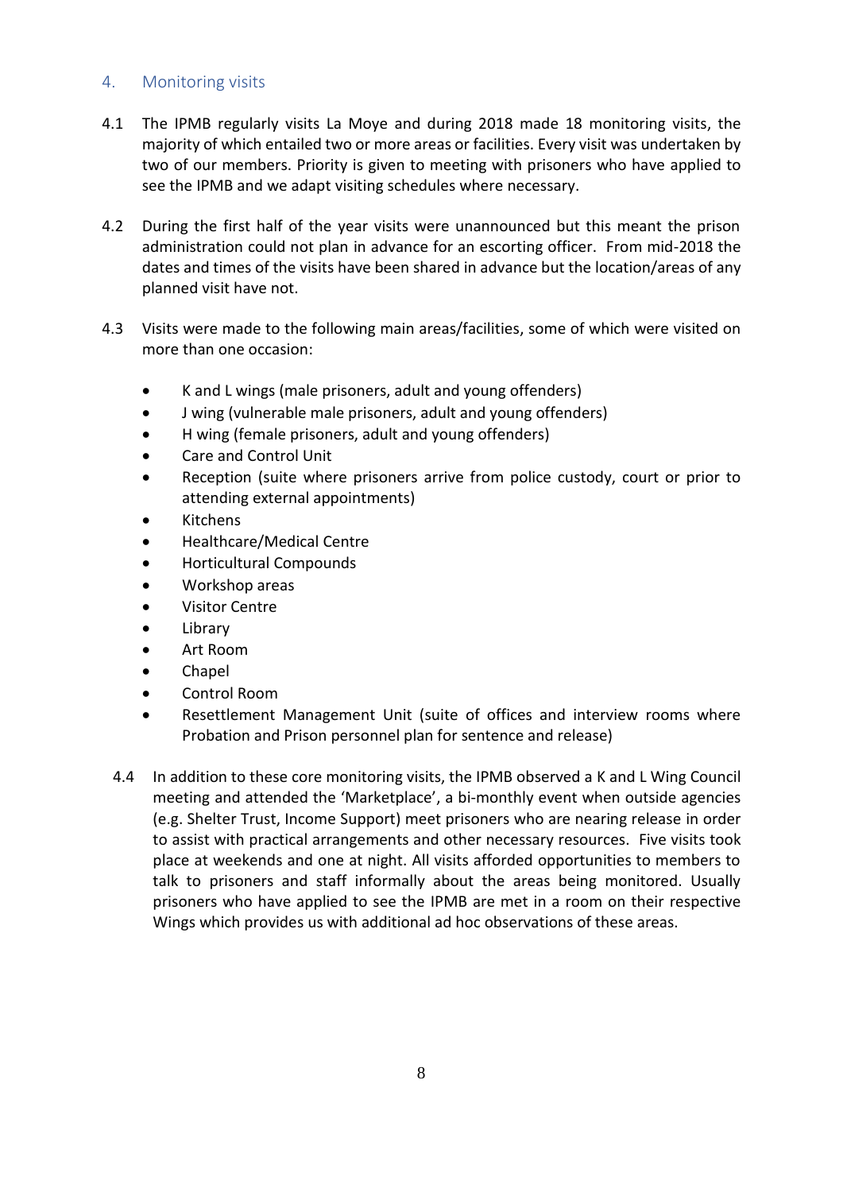## 4. Monitoring visits

4.1 The IPMB regularly visits La Moye and during 2018 made 18 monitoring visits, the majority of which entailed two or more areas or facilities. Every visit was undertaken by two of our members. Priority is given to meeting with prisoners who have applied to see the IPMB and we adapt visiting schedules where necessary.

4.2 During the first half of the year visits were unannounced but this meant the prison administration could not plan in advance for an escorting officer. From mid-2018 the dates and times of the visits have been shared in advance but the location/areas of any planned visit have not.

4.3 Visits were made to the following main areas/facilities, some of which were visited on more than one occasion:

- K and L wings (male prisoners, adult and young offenders)
- J wing (vulnerable male prisoners, adult and young offenders)
- H wing (female prisoners, adult and young offenders)
- Care and Control Unit
- Reception (suite where prisoners arrive from police custody, court or prior to attending external appointments)
- Kitchens
- Healthcare/Medical Centre
- Horticultural Compounds
- Workshop areas
- Visitor Centre
- Library
- Art Room
- Chapel
- Control Room
- Resettlement Management Unit (suite of offices and interview rooms where Probation and Prison personnel plan for sentence and release)

4.4 In addition to these core monitoring visits, the IPMB observed a K and L Wing Council meeting and attended the 'Marketplace', a bi-monthly event when outside agencies (e.g. Shelter Trust, Income Support) meet prisoners who are nearing release in order to assist with practical arrangements and other necessary resources. Five visits took place at weekends and one at night. All visits afforded opportunities to members to talk to prisoners and staff informally about the areas being monitored. Usually prisoners who have applied to see the IPMB are met in a room on their respective Wings which provides us with additional ad hoc observations of these areas.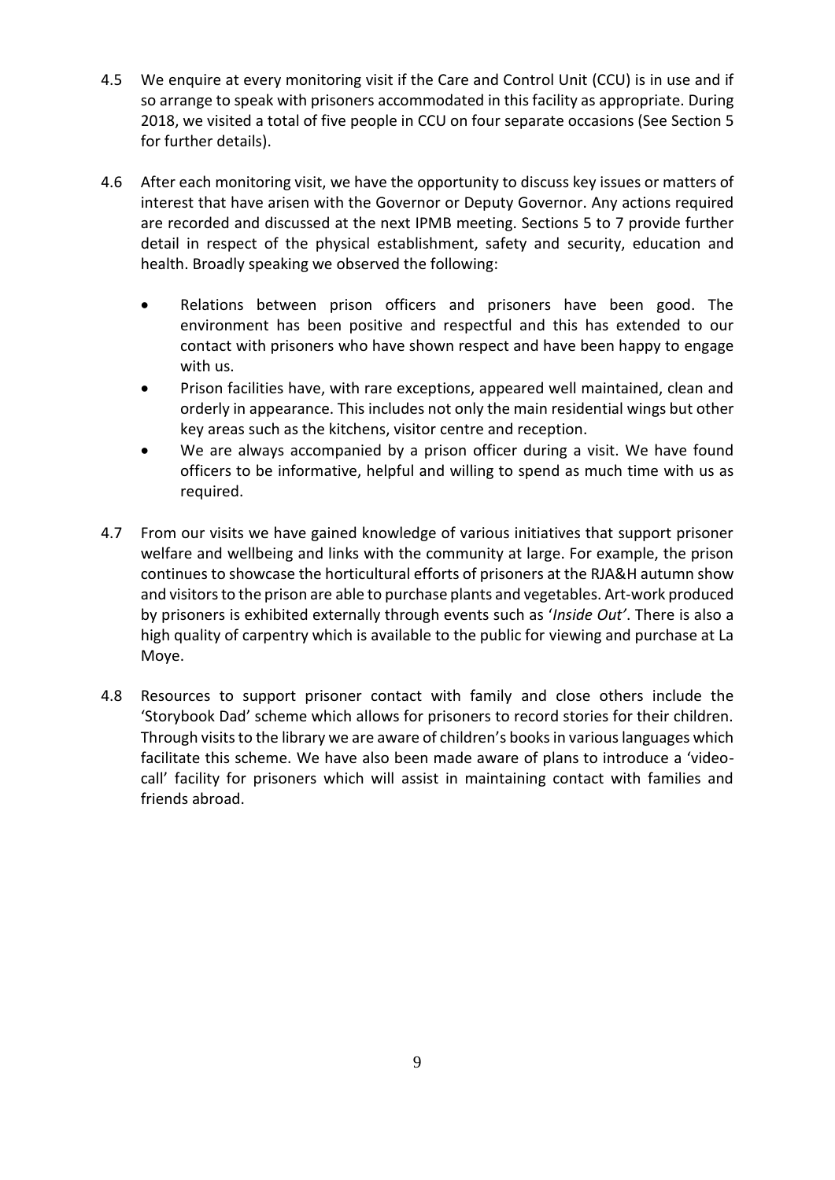4.5 We enquire at every monitoring visit if the Care and Control Unit (CCU) is in use and if so arrange to speak with prisoners accommodated in this facility as appropriate. During 2018, we visited a total of five people in CCU on four separate occasions (See Section 5 for further details).

4.6 After each monitoring visit, we have the opportunity to discuss key issues or matters of interest that have arisen with the Governor or Deputy Governor. Any actions required are recorded and discussed at the next IPMB meeting. Sections 5 to 7 provide further detail in respect of the physical establishment, safety and security, education and health. Broadly speaking we observed the following:

- Relations between prison officers and prisoners have been good. The environment has been positive and respectful and this has extended to our contact with prisoners who have shown respect and have been happy to engage with us.
- Prison facilities have, with rare exceptions, appeared well maintained, clean and orderly in appearance. This includes not only the main residential wings but other key areas such as the kitchens, visitor centre and reception.
- We are always accompanied by a prison officer during a visit. We have found officers to be informative, helpful and willing to spend as much time with us as required.

4.7 From our visits we have gained knowledge of various initiatives that support prisoner welfare and wellbeing and links with the community at large. For example, the prison continues to showcase the horticultural efforts of prisoners at the RJA&H autumn show and visitors to the prison are able to purchase plants and vegetables. Art-work produced by prisoners is exhibited externally through events such as '*Inside Out'*. There is also a high quality of carpentry which is available to the public for viewing and purchase at La Moye.

4.8 Resources to support prisoner contact with family and close others include the 'Storybook Dad' scheme which allows for prisoners to record stories for their children. Through visits to the library we are aware of children's books in various languages which facilitate this scheme. We have also been made aware of plans to introduce a 'video-call' facility for prisoners which will assist in maintaining contact with families and friends abroad.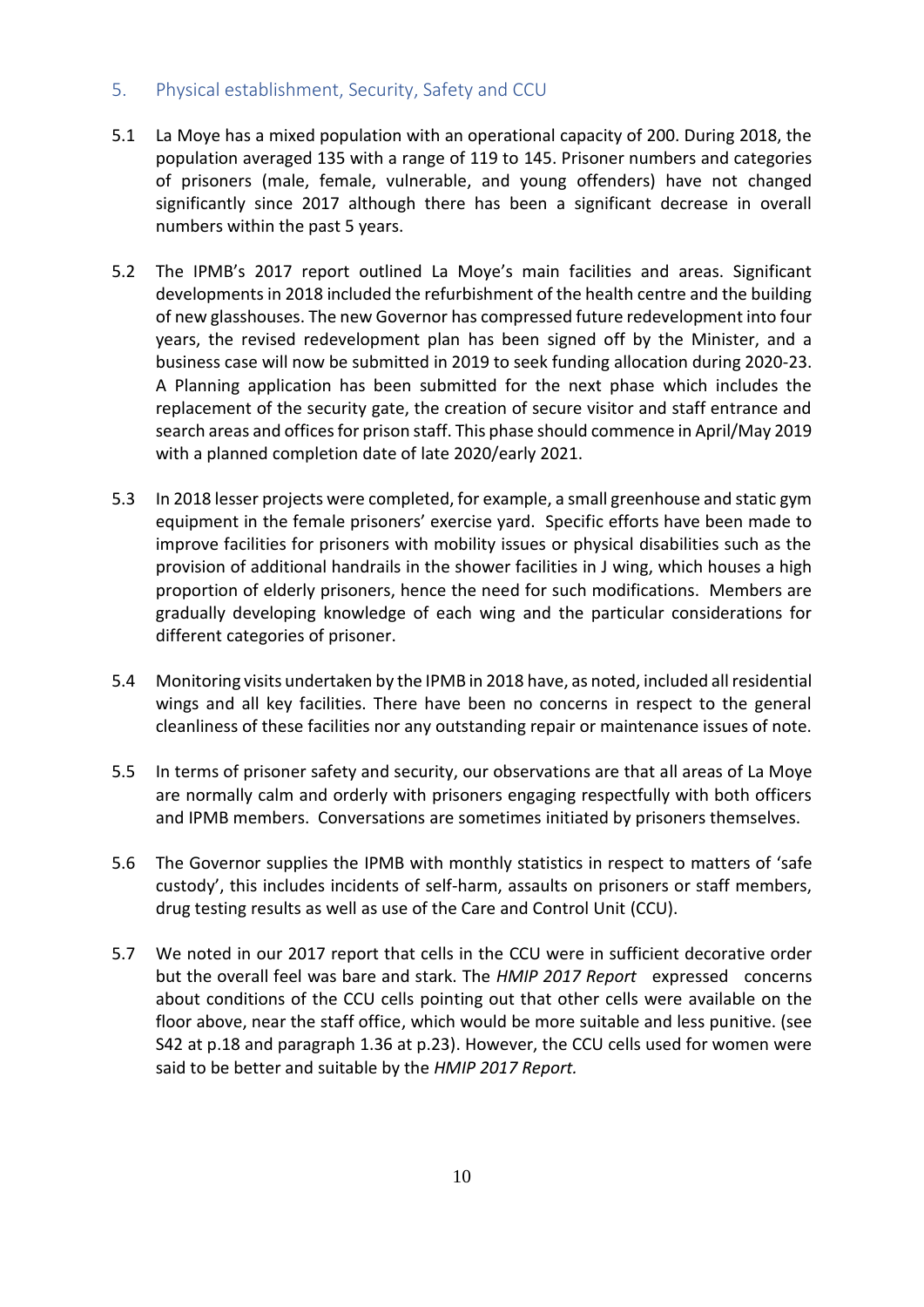## 5. Physical establishment, Security, Safety and CCU

5.1 La Moye has a mixed population with an operational capacity of 200. During 2018, the population averaged 135 with a range of 119 to 145. Prisoner numbers and categories of prisoners (male, female, vulnerable, and young offenders) have not changed significantly since 2017 although there has been a significant decrease in overall numbers within the past 5 years.

5.2 The IPMB's 2017 report outlined La Moye's main facilities and areas. Significant developments in 2018 included the refurbishment of the health centre and the building of new glasshouses. The new Governor has compressed future redevelopment into four years, the revised redevelopment plan has been signed off by the Minister, and a business case will now be submitted in 2019 to seek funding allocation during 2020-23. A Planning application has been submitted for the next phase which includes the replacement of the security gate, the creation of secure visitor and staff entrance and search areas and offices for prison staff. This phase should commence in April/May 2019 with a planned completion date of late 2020/early 2021.

5.3 In 2018 lesser projects were completed, for example, a small greenhouse and static gym equipment in the female prisoners' exercise yard. Specific efforts have been made to improve facilities for prisoners with mobility issues or physical disabilities such as the provision of additional handrails in the shower facilities in J wing, which houses a high proportion of elderly prisoners, hence the need for such modifications. Members are gradually developing knowledge of each wing and the particular considerations for different categories of prisoner.

5.4 Monitoring visits undertaken by the IPMB in 2018 have, as noted, included all residential wings and all key facilities. There have been no concerns in respect to the general cleanliness of these facilities nor any outstanding repair or maintenance issues of note.

5.5 In terms of prisoner safety and security, our observations are that all areas of La Moye are normally calm and orderly with prisoners engaging respectfully with both officers and IPMB members. Conversations are sometimes initiated by prisoners themselves.

5.6 The Governor supplies the IPMB with monthly statistics in respect to matters of 'safe custody', this includes incidents of self-harm, assaults on prisoners or staff members, drug testing results as well as use of the Care and Control Unit (CCU).

5.7 We noted in our 2017 report that cells in the CCU were in sufficient decorative order but the overall feel was bare and stark. The *HMIP 2017 Report* expressed concerns about conditions of the CCU cells pointing out that other cells were available on the floor above, near the staff office, which would be more suitable and less punitive. (see S42 at p.18 and paragraph 1.36 at p.23). However, the CCU cells used for women were said to be better and suitable by the *HMIP 2017 Report.*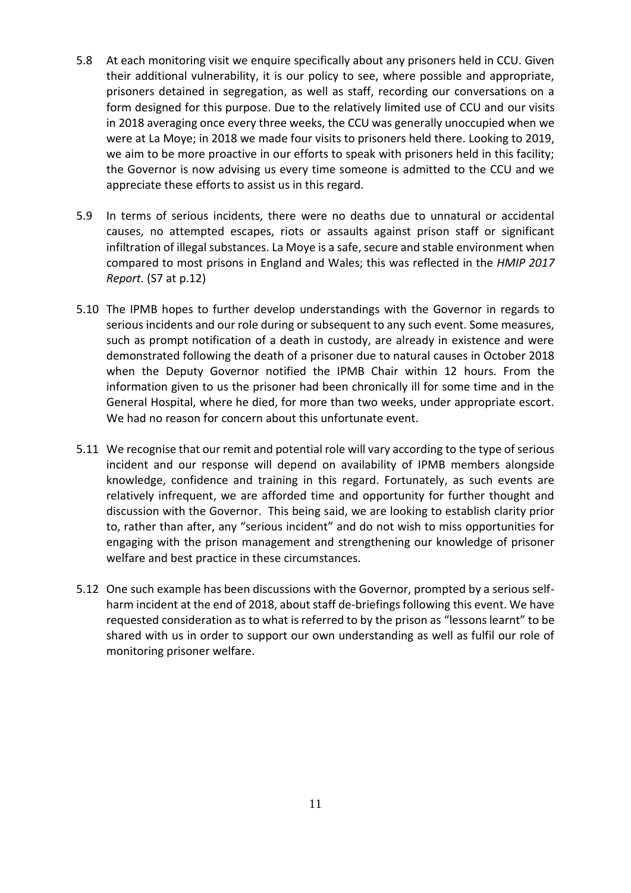5.8 At each monitoring visit we enquire specifically about any prisoners held in CCU. Given their additional vulnerability, it is our policy to see, where possible and appropriate, prisoners detained in segregation, as well as staff, recording our conversations on a form designed for this purpose. Due to the relatively limited use of CCU and our visits in 2018 averaging once every three weeks, the CCU was generally unoccupied when we were at La Moye; in 2018 we made four visits to prisoners held there. Looking to 2019, we aim to be more proactive in our efforts to speak with prisoners held in this facility; the Governor is now advising us every time someone is admitted to the CCU and we appreciate these efforts to assist us in this regard.

5.9 In terms of serious incidents, there were no deaths due to unnatural or accidental causes, no attempted escapes, riots or assaults against prison staff or significant infiltration of illegal substances. La Moye is a safe, secure and stable environment when compared to most prisons in England and Wales; this was reflected in the *HMIP 2017 Report.* (S7 at p.12)

5.10 The IPMB hopes to further develop understandings with the Governor in regards to serious incidents and our role during or subsequent to any such event. Some measures, such as prompt notification of a death in custody, are already in existence and were demonstrated following the death of a prisoner due to natural causes in October 2018 when the Deputy Governor notified the IPMB Chair within 12 hours. From the information given to us the prisoner had been chronically ill for some time and in the General Hospital, where he died, for more than two weeks, under appropriate escort. We had no reason for concern about this unfortunate event.

5.11 We recognise that our remit and potential role will vary according to the type of serious incident and our response will depend on availability of IPMB members alongside knowledge, confidence and training in this regard. Fortunately, as such events are relatively infrequent, we are afforded time and opportunity for further thought and discussion with the Governor. This being said, we are looking to establish clarity prior to, rather than after, any "serious incident" and do not wish to miss opportunities for engaging with the prison management and strengthening our knowledge of prisoner welfare and best practice in these circumstances.

5.12 One such example has been discussions with the Governor, prompted by a serious self-harm incident at the end of 2018, about staff de-briefings following this event. We have requested consideration as to what is referred to by the prison as "lessons learnt" to be shared with us in order to support our own understanding as well as fulfil our role of monitoring prisoner welfare.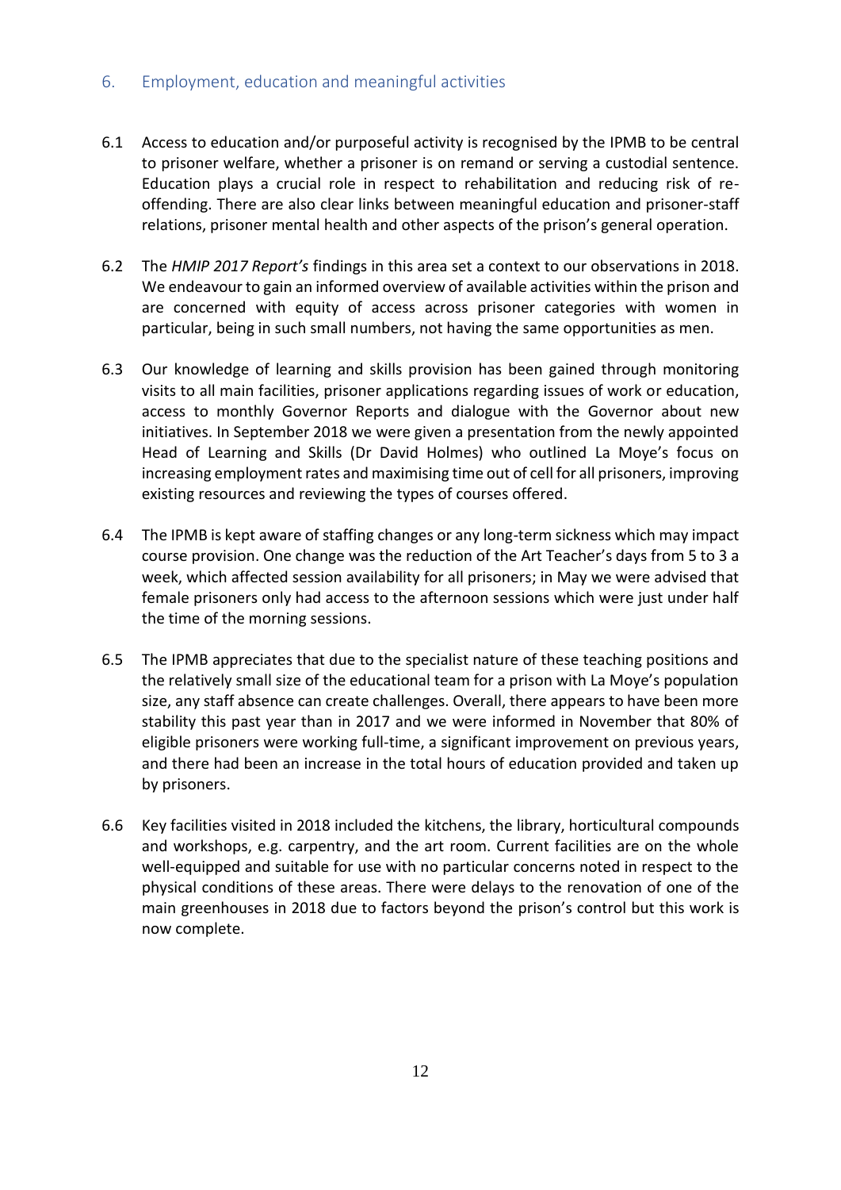## 6. Employment, education and meaningful activities

6.1 Access to education and/or purposeful activity is recognised by the IPMB to be central to prisoner welfare, whether a prisoner is on remand or serving a custodial sentence. Education plays a crucial role in respect to rehabilitation and reducing risk of re-offending. There are also clear links between meaningful education and prisoner-staff relations, prisoner mental health and other aspects of the prison's general operation.

6.2 The *HMIP 2017 Report's* findings in this area set a context to our observations in 2018. We endeavour to gain an informed overview of available activities within the prison and are concerned with equity of access across prisoner categories with women in particular, being in such small numbers, not having the same opportunities as men.

6.3 Our knowledge of learning and skills provision has been gained through monitoring visits to all main facilities, prisoner applications regarding issues of work or education, access to monthly Governor Reports and dialogue with the Governor about new initiatives. In September 2018 we were given a presentation from the newly appointed Head of Learning and Skills (Dr David Holmes) who outlined La Moye's focus on increasing employment rates and maximising time out of cell for all prisoners, improving existing resources and reviewing the types of courses offered.

6.4 The IPMB is kept aware of staffing changes or any long-term sickness which may impact course provision. One change was the reduction of the Art Teacher's days from 5 to 3 a week, which affected session availability for all prisoners; in May we were advised that female prisoners only had access to the afternoon sessions which were just under half the time of the morning sessions.

6.5 The IPMB appreciates that due to the specialist nature of these teaching positions and the relatively small size of the educational team for a prison with La Moye's population size, any staff absence can create challenges. Overall, there appears to have been more stability this past year than in 2017 and we were informed in November that 80% of eligible prisoners were working full-time, a significant improvement on previous years, and there had been an increase in the total hours of education provided and taken up by prisoners.

6.6 Key facilities visited in 2018 included the kitchens, the library, horticultural compounds and workshops, e.g. carpentry, and the art room. Current facilities are on the whole well-equipped and suitable for use with no particular concerns noted in respect to the physical conditions of these areas. There were delays to the renovation of one of the main greenhouses in 2018 due to factors beyond the prison's control but this work is now complete.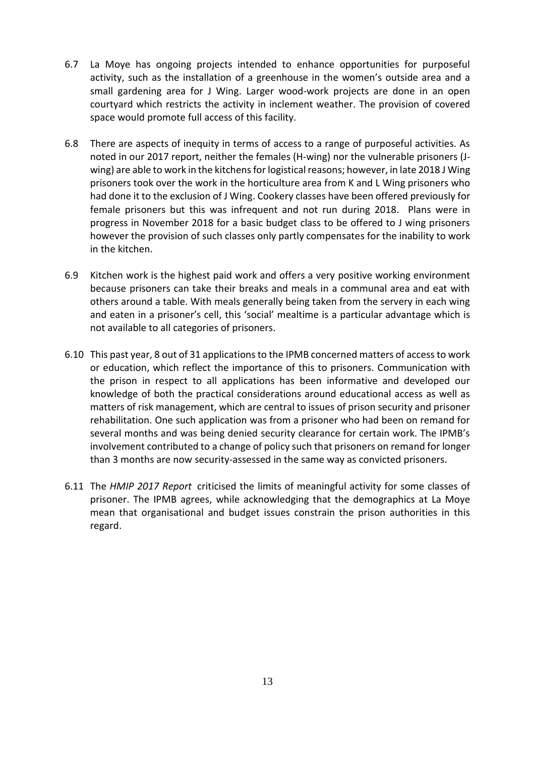6.7 La Moye has ongoing projects intended to enhance opportunities for purposeful activity, such as the installation of a greenhouse in the women's outside area and a small gardening area for J Wing. Larger wood-work projects are done in an open courtyard which restricts the activity in inclement weather. The provision of covered space would promote full access of this facility.

6.8 There are aspects of inequity in terms of access to a range of purposeful activities. As noted in our 2017 report, neither the females (H-wing) nor the vulnerable prisoners (J-wing) are able to work in the kitchens for logistical reasons; however, in late 2018 J Wing prisoners took over the work in the horticulture area from K and L Wing prisoners who had done it to the exclusion of J Wing. Cookery classes have been offered previously for female prisoners but this was infrequent and not run during 2018. Plans were in progress in November 2018 for a basic budget class to be offered to J wing prisoners however the provision of such classes only partly compensates for the inability to work in the kitchen.

6.9 Kitchen work is the highest paid work and offers a very positive working environment because prisoners can take their breaks and meals in a communal area and eat with others around a table. With meals generally being taken from the servery in each wing and eaten in a prisoner's cell, this 'social' mealtime is a particular advantage which is not available to all categories of prisoners.

6.10 This past year, 8 out of 31 applications to the IPMB concerned matters of access to work or education, which reflect the importance of this to prisoners. Communication with the prison in respect to all applications has been informative and developed our knowledge of both the practical considerations around educational access as well as matters of risk management, which are central to issues of prison security and prisoner rehabilitation. One such application was from a prisoner who had been on remand for several months and was being denied security clearance for certain work. The IPMB's involvement contributed to a change of policy such that prisoners on remand for longer than 3 months are now security-assessed in the same way as convicted prisoners.

6.11 The *HMIP 2017 Report* criticised the limits of meaningful activity for some classes of prisoner. The IPMB agrees, while acknowledging that the demographics at La Moye mean that organisational and budget issues constrain the prison authorities in this regard.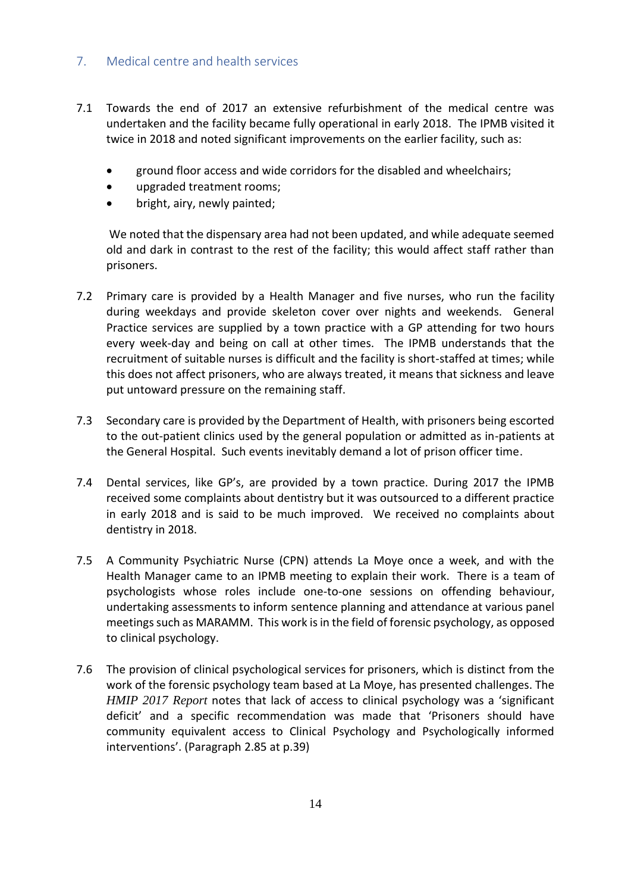## 7. Medical centre and health services

7.1 Towards the end of 2017 an extensive refurbishment of the medical centre was undertaken and the facility became fully operational in early 2018. The IPMB visited it twice in 2018 and noted significant improvements on the earlier facility, such as:

- ground floor access and wide corridors for the disabled and wheelchairs;
- upgraded treatment rooms;
- bright, airy, newly painted;

We noted that the dispensary area had not been updated, and while adequate seemed old and dark in contrast to the rest of the facility; this would affect staff rather than prisoners.

7.2 Primary care is provided by a Health Manager and five nurses, who run the facility during weekdays and provide skeleton cover over nights and weekends. General Practice services are supplied by a town practice with a GP attending for two hours every week-day and being on call at other times. The IPMB understands that the recruitment of suitable nurses is difficult and the facility is short-staffed at times; while this does not affect prisoners, who are always treated, it means that sickness and leave put untoward pressure on the remaining staff.

7.3 Secondary care is provided by the Department of Health, with prisoners being escorted to the out-patient clinics used by the general population or admitted as in-patients at the General Hospital. Such events inevitably demand a lot of prison officer time.

7.4 Dental services, like GP's, are provided by a town practice. During 2017 the IPMB received some complaints about dentistry but it was outsourced to a different practice in early 2018 and is said to be much improved. We received no complaints about dentistry in 2018.

7.5 A Community Psychiatric Nurse (CPN) attends La Moye once a week, and with the Health Manager came to an IPMB meeting to explain their work. There is a team of psychologists whose roles include one-to-one sessions on offending behaviour, undertaking assessments to inform sentence planning and attendance at various panel meetings such as MARAMM. This work is in the field of forensic psychology, as opposed to clinical psychology.

7.6 The provision of clinical psychological services for prisoners, which is distinct from the work of the forensic psychology team based at La Moye, has presented challenges. The *HMIP 2017 Report* notes that lack of access to clinical psychology was a 'significant deficit' and a specific recommendation was made that 'Prisoners should have community equivalent access to Clinical Psychology and Psychologically informed interventions'. (Paragraph 2.85 at p.39)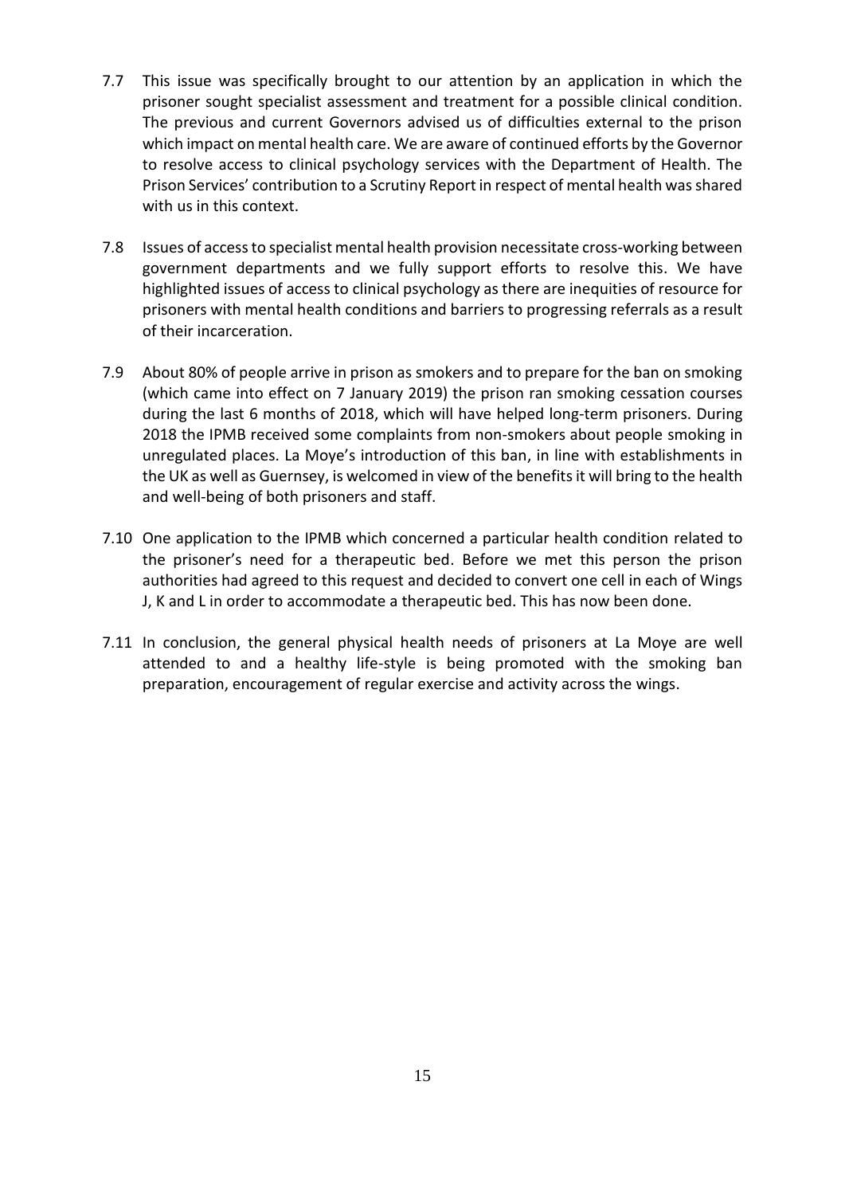7.7 This issue was specifically brought to our attention by an application in which the prisoner sought specialist assessment and treatment for a possible clinical condition. The previous and current Governors advised us of difficulties external to the prison which impact on mental health care. We are aware of continued efforts by the Governor to resolve access to clinical psychology services with the Department of Health. The Prison Services' contribution to a Scrutiny Report in respect of mental health was shared with us in this context.

7.8 Issues of access to specialist mental health provision necessitate cross-working between government departments and we fully support efforts to resolve this. We have highlighted issues of access to clinical psychology as there are inequities of resource for prisoners with mental health conditions and barriers to progressing referrals as a result of their incarceration.

7.9 About 80% of people arrive in prison as smokers and to prepare for the ban on smoking (which came into effect on 7 January 2019) the prison ran smoking cessation courses during the last 6 months of 2018, which will have helped long-term prisoners. During 2018 the IPMB received some complaints from non-smokers about people smoking in unregulated places. La Moye's introduction of this ban, in line with establishments in the UK as well as Guernsey, is welcomed in view of the benefits it will bring to the health and well-being of both prisoners and staff.

7.10 One application to the IPMB which concerned a particular health condition related to the prisoner's need for a therapeutic bed. Before we met this person the prison authorities had agreed to this request and decided to convert one cell in each of Wings J, K and L in order to accommodate a therapeutic bed. This has now been done.

7.11 In conclusion, the general physical health needs of prisoners at La Moye are well attended to and a healthy life-style is being promoted with the smoking ban preparation, encouragement of regular exercise and activity across the wings.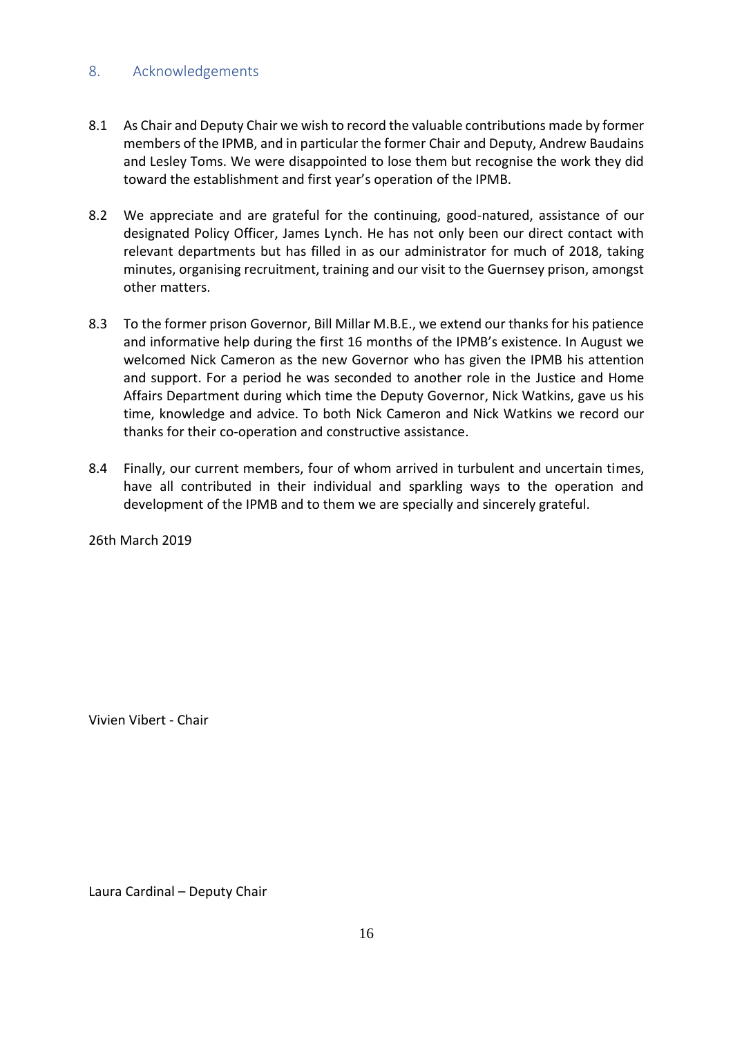## 8. Acknowledgements

8.1 As Chair and Deputy Chair we wish to record the valuable contributions made by former members of the IPMB, and in particular the former Chair and Deputy, Andrew Baudains and Lesley Toms. We were disappointed to lose them but recognise the work they did toward the establishment and first year's operation of the IPMB.

8.2 We appreciate and are grateful for the continuing, good-natured, assistance of our designated Policy Officer, James Lynch. He has not only been our direct contact with relevant departments but has filled in as our administrator for much of 2018, taking minutes, organising recruitment, training and our visit to the Guernsey prison, amongst other matters.

8.3 To the former prison Governor, Bill Millar M.B.E., we extend our thanks for his patience and informative help during the first 16 months of the IPMB's existence. In August we welcomed Nick Cameron as the new Governor who has given the IPMB his attention and support. For a period he was seconded to another role in the Justice and Home Affairs Department during which time the Deputy Governor, Nick Watkins, gave us his time, knowledge and advice. To both Nick Cameron and Nick Watkins we record our thanks for their co-operation and constructive assistance.

8.4 Finally, our current members, four of whom arrived in turbulent and uncertain times, have all contributed in their individual and sparkling ways to the operation and development of the IPMB and to them we are specially and sincerely grateful.

26th March 2019

Vivien Vibert - Chair

Laura Cardinal – Deputy Chair